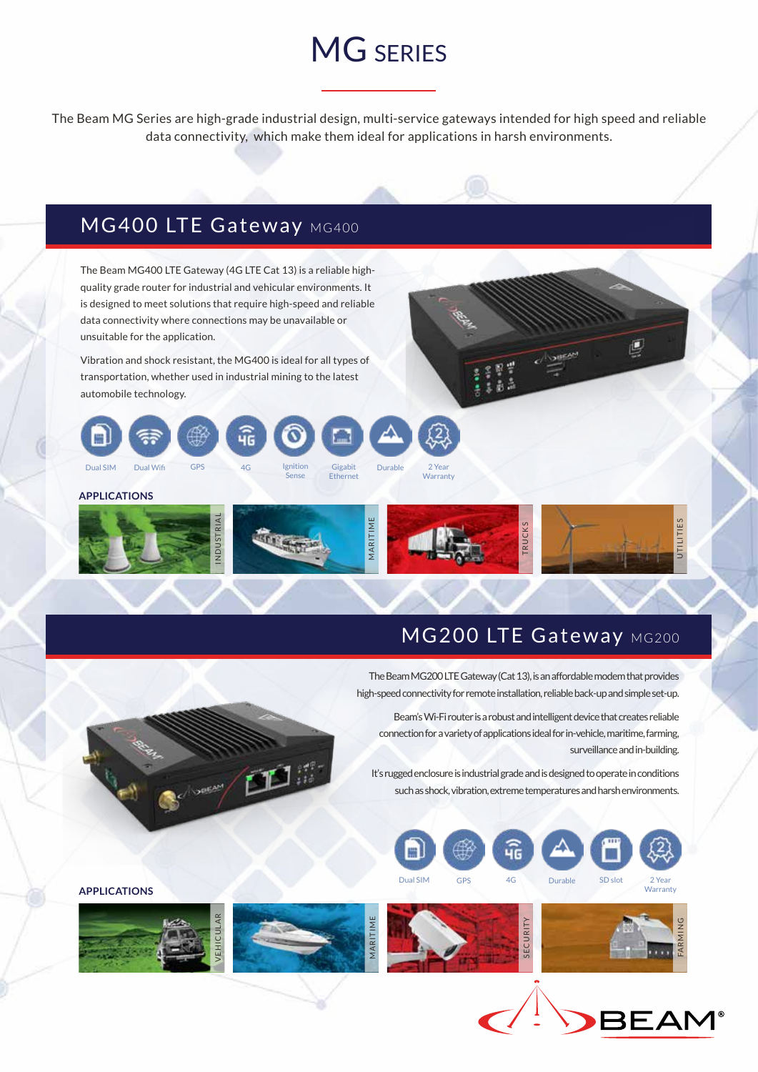# MG SERIES

The Beam MG Series are high-grade industrial design, multi-service gateways intended for high speed and reliable data connectivity, which make them ideal for applications in harsh environments.

## MG400 LTE Gateway MG400

The Beam MG400 LTE Gateway (4G LTE Cat 13) is a reliable high-quality grade router for industrial and vehicular environments. It is designed to meet solutions that require high-speed and reliable data connectivity where connections may be unavailable or unsuitable for the application.

Vibration and shock resistant, the MG400 is ideal for all types of transportation, whether used in industrial mining to the latest automobile technology.

Dual SIM | Dual Wifi | GPS | 4G | Ignition Sense | Gigabit Ethernet | Durable | 2 Year Warranty

**APPLICATIONS**

INDUSTRIAL | MARITIME | TRUCKS | UTILITIES

## MG200 LTE Gateway MG200

The Beam MG200 LTE Gateway (Cat 13), is an affordable modem that provides high-speed connectivity for remote installation, reliable back-up and simple set-up.

Beam's Wi-Fi router is a robust and intelligent device that creates reliable connection for a variety of applications ideal for in-vehicle, maritime, farming, surveillance and in-building.

It's rugged enclosure is industrial grade and is designed to operate in conditions such as shock, vibration, extreme temperatures and harsh environments.

Dual SIM | GPS | 4G | Durable | SD slot | 2 Year Warranty

**APPLICATIONS**

VEHICULAR | MARITIME | SECURITY | FARMING

BEAM®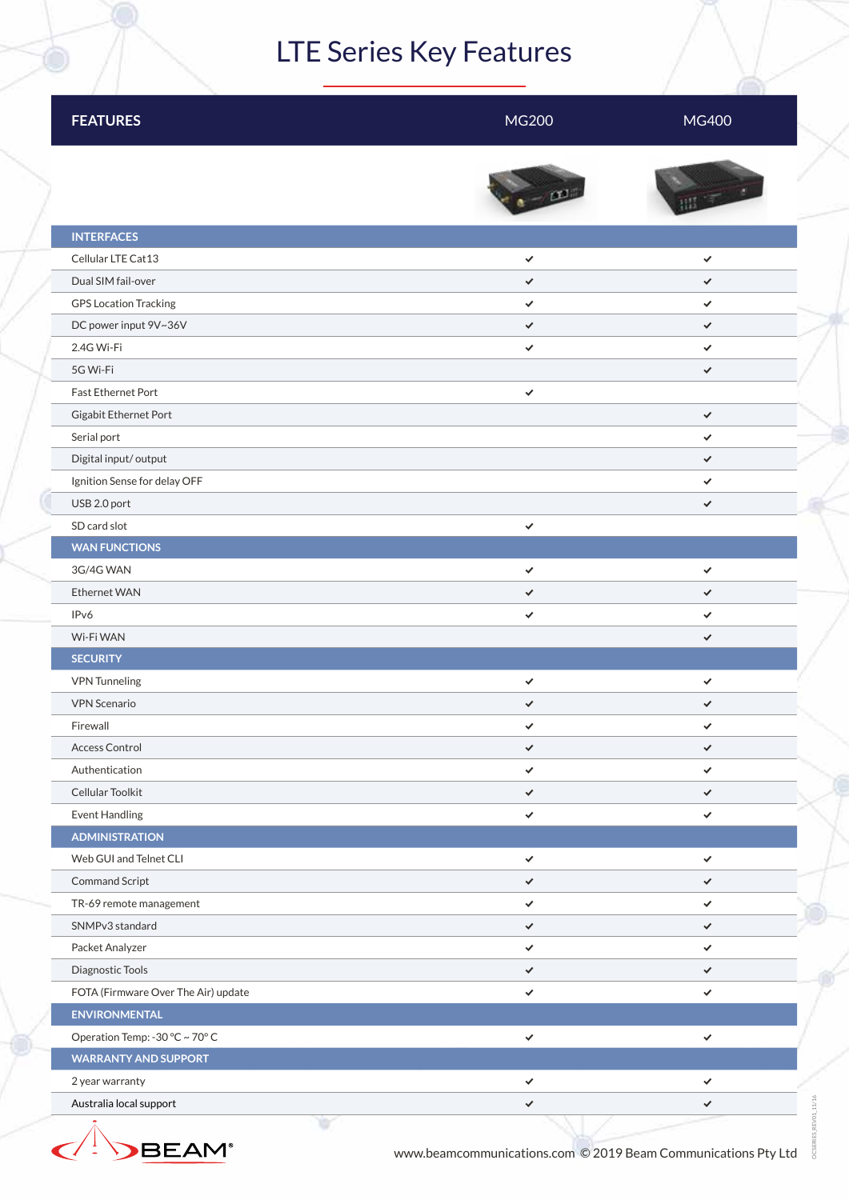# LTE Series Key Features

| FEATURES | MG200 | MG400 |
|---|---|---|
| **INTERFACES** | | |
| Cellular LTE Cat13 | ✔ | ✔ |
| Dual SIM fail-over | ✔ | ✔ |
| GPS Location Tracking | ✔ | ✔ |
| DC power input 9V~36V | ✔ | ✔ |
| 2.4G Wi-Fi | ✔ | ✔ |
| 5G Wi-Fi | | ✔ |
| Fast Ethernet Port | ✔ | |
| Gigabit Ethernet Port | | ✔ |
| Serial port | | ✔ |
| Digital input/ output | | ✔ |
| Ignition Sense for delay OFF | | ✔ |
| USB 2.0 port | | ✔ |
| SD card slot | ✔ | |
| **WAN FUNCTIONS** | | |
| 3G/4G WAN | ✔ | ✔ |
| Ethernet WAN | ✔ | ✔ |
| IPv6 | ✔ | ✔ |
| Wi-Fi WAN | | ✔ |
| **SECURITY** | | |
| VPN Tunneling | ✔ | ✔ |
| VPN Scenario | ✔ | ✔ |
| Firewall | ✔ | ✔ |
| Access Control | ✔ | ✔ |
| Authentication | ✔ | ✔ |
| Cellular Toolkit | ✔ | ✔ |
| Event Handling | ✔ | ✔ |
| **ADMINISTRATION** | | |
| Web GUI and Telnet CLI | ✔ | ✔ |
| Command Script | ✔ | ✔ |
| TR-69 remote management | ✔ | ✔ |
| SNMPv3 standard | ✔ | ✔ |
| Packet Analyzer | ✔ | ✔ |
| Diagnostic Tools | ✔ | ✔ |
| FOTA (Firmware Over The Air) update | ✔ | ✔ |
| **ENVIRONMENTAL** | | |
| Operation Temp: -30 °C ~ 70° C | ✔ | ✔ |
| **WARRANTY AND SUPPORT** | | |
| 2 year warranty | ✔ | ✔ |
| Australia local support | ✔ | ✔ |

BEAM®

www.beamcommunications.com © 2019 Beam Communications Pty Ltd